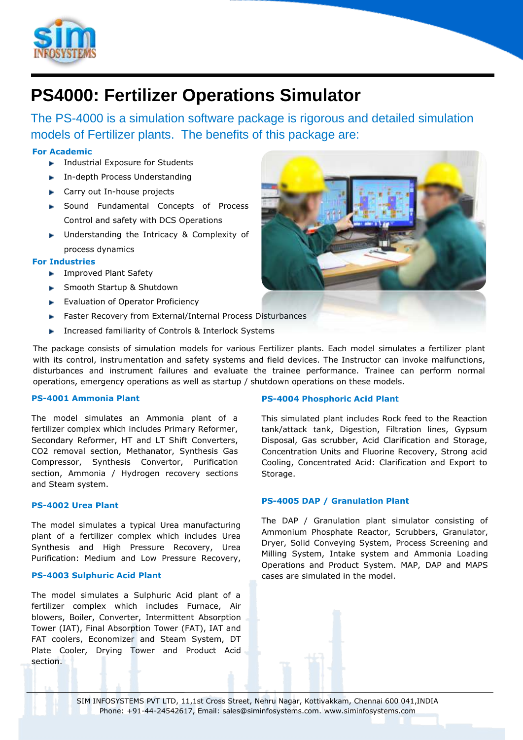# PS4000: Fertilizer Operations Simulator

The PS-4000 is a simulation software package is rigorous and detailed simulation models of Fertilizer plants. The benefits of this package are:

**For Academic**

- Industrial Exposure for Students
- In-depth Process Understanding
- Carry out In-house projects
- Sound Fundamental Concepts of Process Control and safety with DCS Operations
- Understanding the Intricacy & Complexity of process dynamics

**For Industries**

- Improved Plant Safety
- Smooth Startup & Shutdown
- Evaluation of Operator Proficiency
- Faster Recovery from External/Internal Process Disturbances
- Increased familiarity of Controls & Interlock Systems

The package consists of simulation models for various Fertilizer plants. Each model simulates a fertilizer plant with its control, instrumentation and safety systems and field devices. The Instructor can invoke malfunctions, disturbances and instrument failures and evaluate the trainee performance. Trainee can perform normal operations, emergency operations as well as startup / shutdown operations on these models.

### PS-4001 Ammonia Plant

The model simulates an Ammonia plant of a fertilizer complex which includes Primary Reformer, Secondary Reformer, HT and LT Shift Converters, $CO_2$ removal section, Methanator, Synthesis Gas Compressor, Synthesis Convertor, Purification section, Ammonia / Hydrogen recovery sections and Steam system.

### PS-4002 Urea Plant

The model simulates a typical Urea manufacturing plant of a fertilizer complex which includes Urea Synthesis and High Pressure Recovery, Urea Purification: Medium and Low Pressure Recovery,

### PS-4003 Sulphuric Acid Plant

The model simulates a Sulphuric Acid plant of a fertilizer complex which includes Furnace, Air blowers, Boiler, Converter, Intermittent Absorption Tower (IAT), Final Absorption Tower (FAT), IAT and FAT coolers, Economizer and Steam System, DT Plate Cooler, Drying Tower and Product Acid section.

### PS-4004 Phosphoric Acid Plant

This simulated plant includes Rock feed to the Reaction tank/attack tank, Digestion, Filtration lines, Gypsum Disposal, Gas scrubber, Acid Clarification and Storage, Concentration Units and Fluorine Recovery, Strong acid Cooling, Concentrated Acid: Clarification and Export to Storage.

### PS-4005 DAP / Granulation Plant

The DAP / Granulation plant simulator consisting of Ammonium Phosphate Reactor, Scrubbers, Granulator, Dryer, Solid Conveying System, Process Screening and Milling System, Intake system and Ammonia Loading Operations and Product System. MAP, DAP and MAPS cases are simulated in the model.

SIM INFOSYSTEMS PVT LTD, 11,1st Cross Street, Nehru Nagar, Kottivakkam, Chennai 600 041,INDIA
Phone: +91-44-24542617, Email: sales@siminfosystems.com. www.siminfosystems.com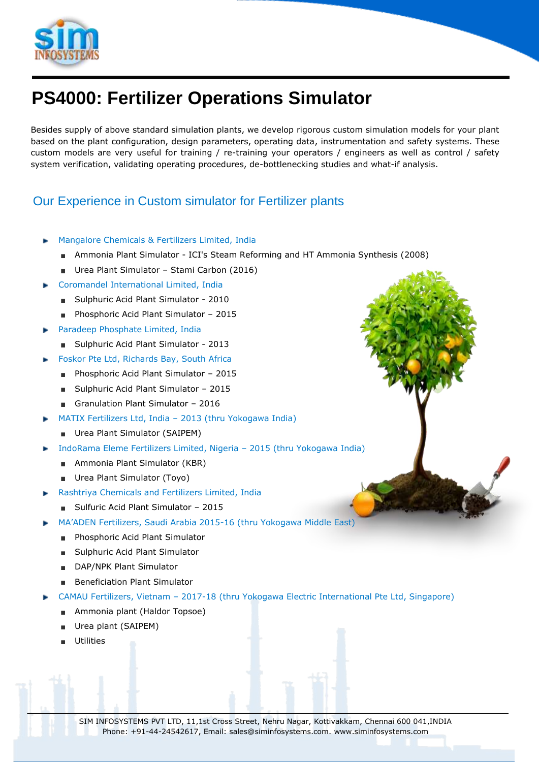# PS4000: Fertilizer Operations Simulator

Besides supply of above standard simulation plants, we develop rigorous custom simulation models for your plant based on the plant configuration, design parameters, operating data, instrumentation and safety systems. These custom models are very useful for training / re-training your operators / engineers as well as control / safety system verification, validating operating procedures, de-bottlenecking studies and what-if analysis.

## Our Experience in Custom simulator for Fertilizer plants

- Mangalore Chemicals & Fertilizers Limited, India
  - Ammonia Plant Simulator - ICI's Steam Reforming and HT Ammonia Synthesis (2008)
  - Urea Plant Simulator – Stami Carbon (2016)
- Coromandel International Limited, India
  - Sulphuric Acid Plant Simulator - 2010
  - Phosphoric Acid Plant Simulator – 2015
- Paradeep Phosphate Limited, India
  - Sulphuric Acid Plant Simulator - 2013
- Foskor Pte Ltd, Richards Bay, South Africa
  - Phosphoric Acid Plant Simulator – 2015
  - Sulphuric Acid Plant Simulator – 2015
  - Granulation Plant Simulator – 2016
- MATIX Fertilizers Ltd, India – 2013 (thru Yokogawa India)
  - Urea Plant Simulator (SAIPEM)
- IndoRama Eleme Fertilizers Limited, Nigeria – 2015 (thru Yokogawa India)
  - Ammonia Plant Simulator (KBR)
  - Urea Plant Simulator (Toyo)
- Rashtriya Chemicals and Fertilizers Limited, India
  - Sulfuric Acid Plant Simulator – 2015
- MA'ADEN Fertilizers, Saudi Arabia 2015-16 (thru Yokogawa Middle East)
  - Phosphoric Acid Plant Simulator
  - Sulphuric Acid Plant Simulator
  - DAP/NPK Plant Simulator
  - Beneficiation Plant Simulator
- CAMAU Fertilizers, Vietnam – 2017-18 (thru Yokogawa Electric International Pte Ltd, Singapore)
  - Ammonia plant (Haldor Topsoe)
  - Urea plant (SAIPEM)
  - Utilities

SIM INFOSYSTEMS PVT LTD, 11,1st Cross Street, Nehru Nagar, Kottivakkam, Chennai 600 041,INDIA
Phone: +91-44-24542617, Email: sales@siminfosystems.com. www.siminfosystems.com